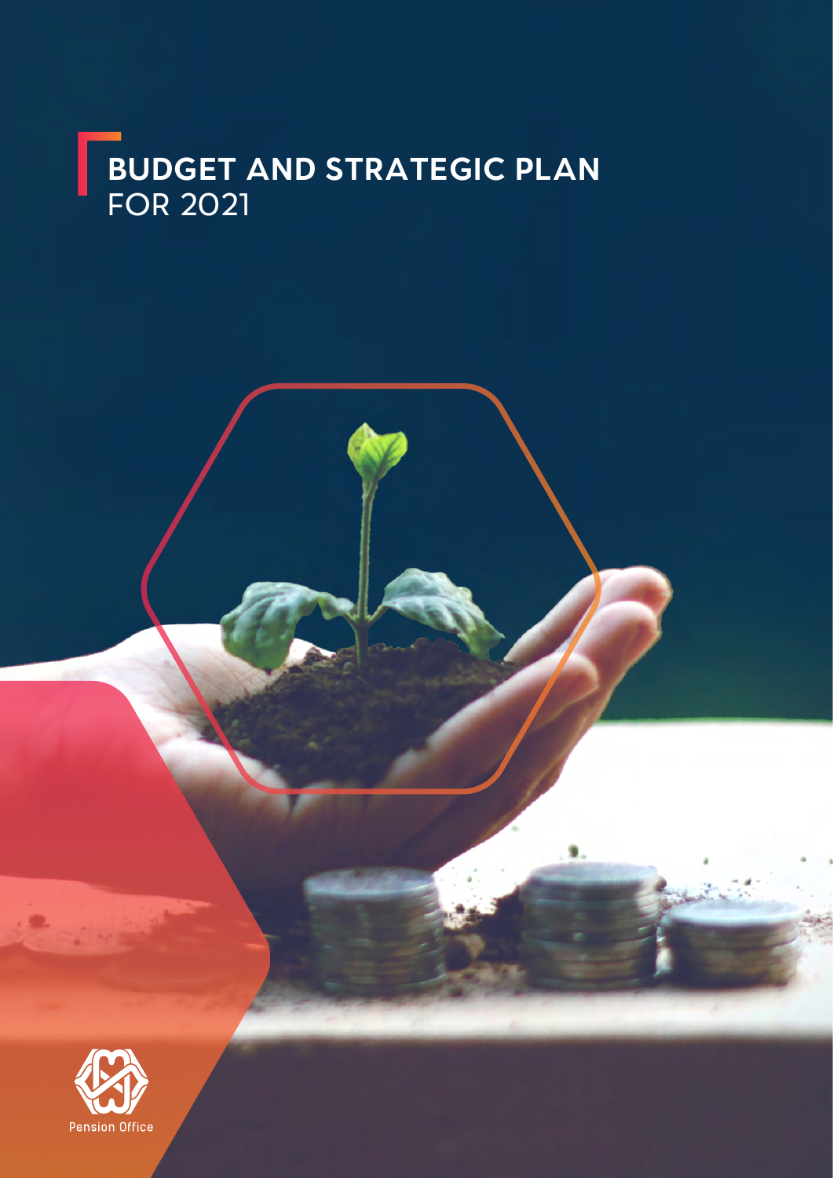# BUDGET AND STRATEGIC PLAN FOR 2021

Pension Office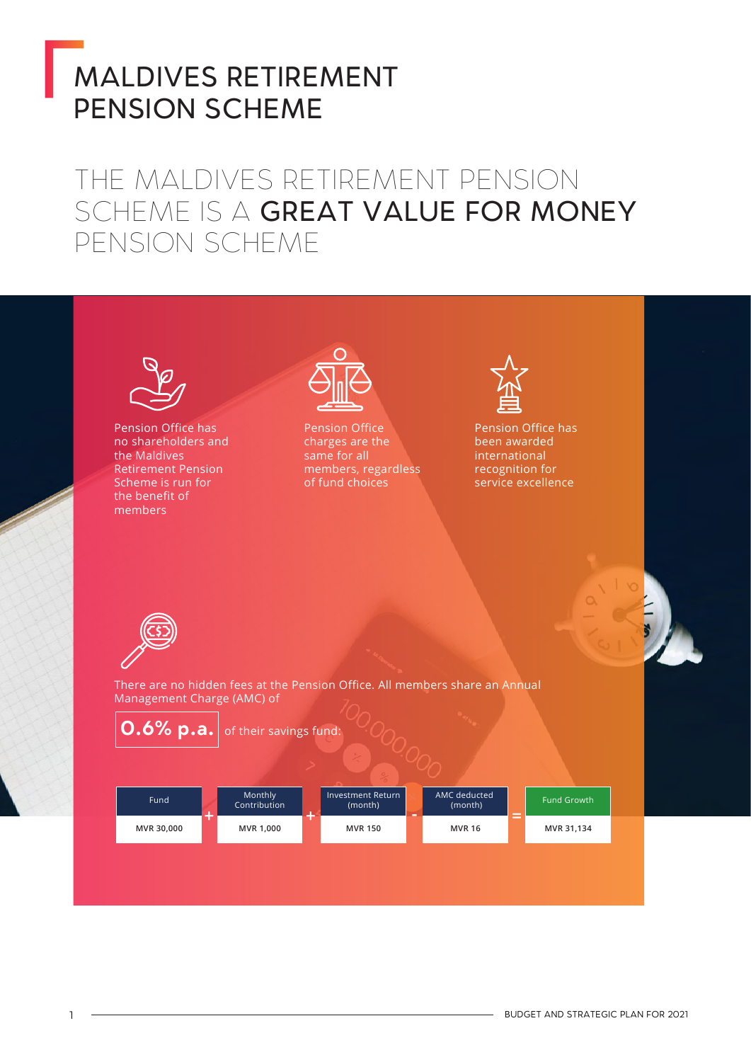# MALDIVES RETIREMENT PENSION SCHEME

## THE MALDIVES RETIREMENT PENSION SCHEME IS A **GREAT VALUE FOR MONEY** PENSION SCHEME

Pension Office has no shareholders and the Maldives Retirement Pension Scheme is run for the benefit of members

Pension Office charges are the same for all members, regardless of fund choices

Pension Office has been awarded international recognition for service excellence

There are no hidden fees at the Pension Office. All members share an Annual Management Charge (AMC) of

**0.6% p.a.** of their savings fund:

| Fund | + | Monthly Contribution | + | Investment Return (month) | - | AMC deducted (month) | = | Fund Growth |
|---|---|---|---|---|---|---|---|---|
| MVR 30,000 | | MVR 1,000 | | MVR 150 | | MVR 16 | | MVR 31,134 |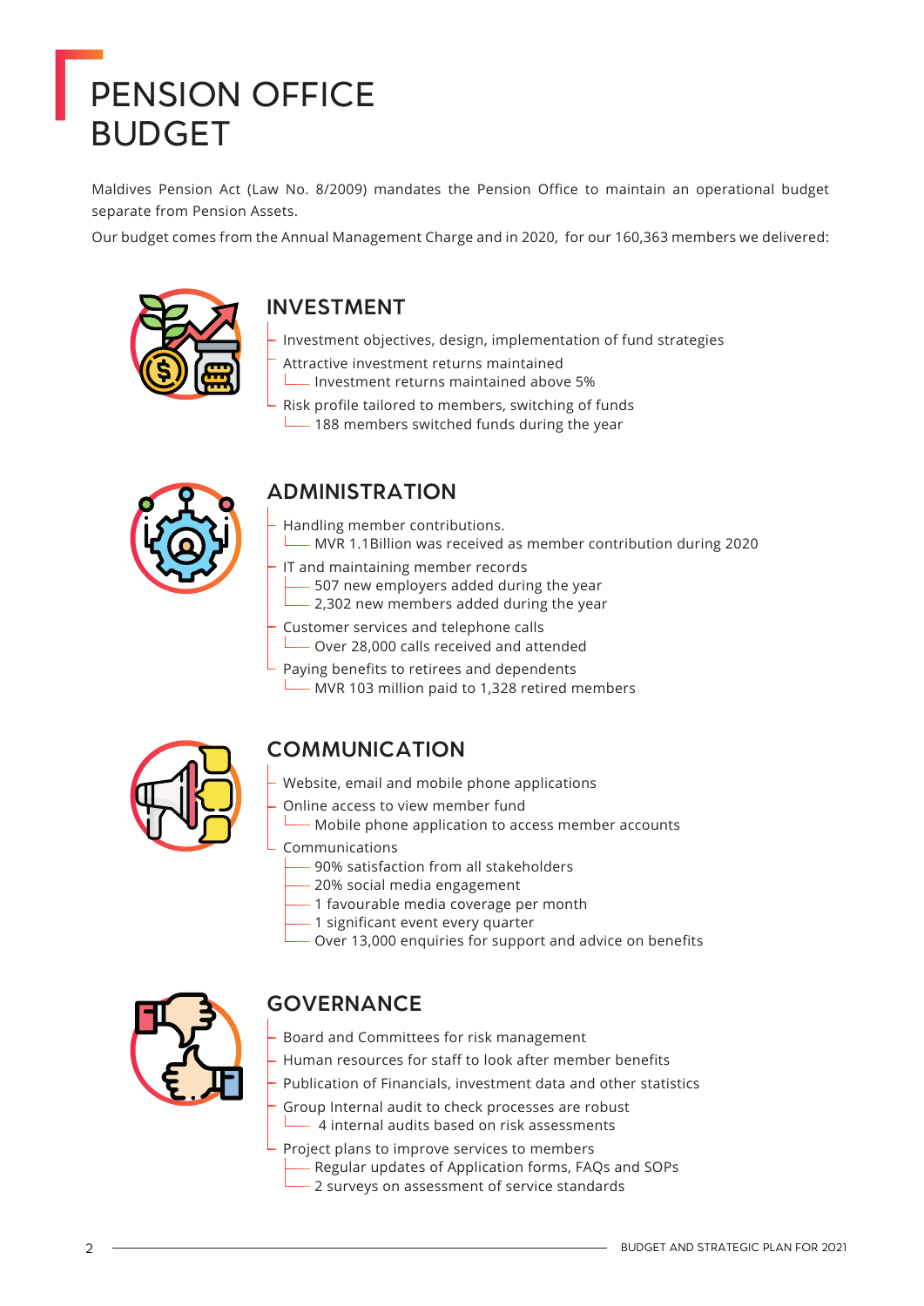# PENSION OFFICE BUDGET

Maldives Pension Act (Law No. 8/2009) mandates the Pension Office to maintain an operational budget separate from Pension Assets.

Our budget comes from the Annual Management Charge and in 2020, for our 160,363 members we delivered:

## INVESTMENT

- Investment objectives, design, implementation of fund strategies
- Attractive investment returns maintained
  - Investment returns maintained above 5%
- Risk profile tailored to members, switching of funds
  - 188 members switched funds during the year

## ADMINISTRATION

- Handling member contributions.
  - MVR 1.1Billion was received as member contribution during 2020
- IT and maintaining member records
  - 507 new employers added during the year
  - 2,302 new members added during the year
- Customer services and telephone calls
  - Over 28,000 calls received and attended
- Paying benefits to retirees and dependents
  - MVR 103 million paid to 1,328 retired members

## COMMUNICATION

- Website, email and mobile phone applications
- Online access to view member fund
  - Mobile phone application to access member accounts
- Communications
  - 90% satisfaction from all stakeholders
  - 20% social media engagement
  - 1 favourable media coverage per month
  - 1 significant event every quarter
  - Over 13,000 enquiries for support and advice on benefits

## GOVERNANCE

- Board and Committees for risk management
- Human resources for staff to look after member benefits
- Publication of Financials, investment data and other statistics
- Group Internal audit to check processes are robust
  - 4 internal audits based on risk assessments
- Project plans to improve services to members
  - Regular updates of Application forms, FAQs and SOPs
  - 2 surveys on assessment of service standards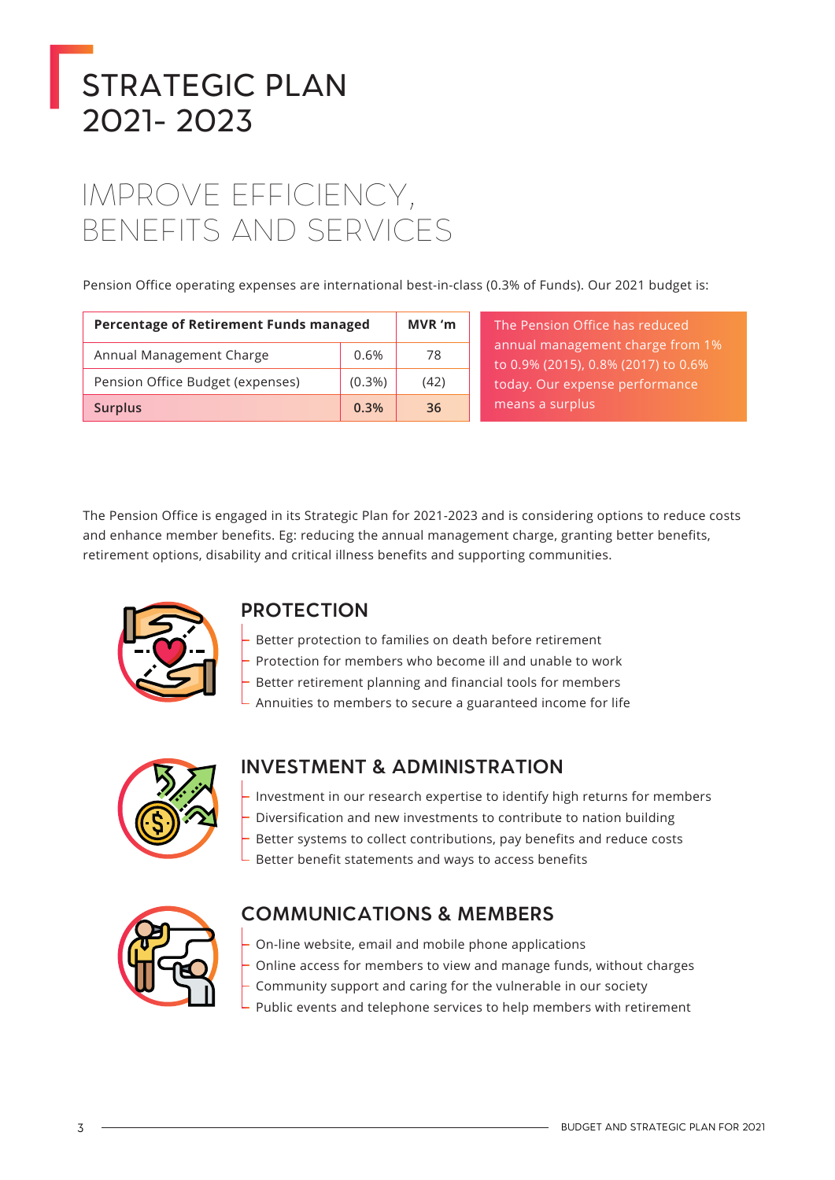# STRATEGIC PLAN 2021- 2023

## IMPROVE EFFICIENCY, BENEFITS AND SERVICES

Pension Office operating expenses are international best-in-class (0.3% of Funds). Our 2021 budget is:

| Percentage of Retirement Funds managed | | MVR 'm |
|---|---|---|
| Annual Management Charge | 0.6% | 78 |
| Pension Office Budget (expenses) | (0.3%) | (42) |
| **Surplus** | **0.3%** | **36** |

The Pension Office has reduced annual management charge from 1% to 0.9% (2015), 0.8% (2017) to 0.6% today. Our expense performance means a surplus

The Pension Office is engaged in its Strategic Plan for 2021-2023 and is considering options to reduce costs and enhance member benefits. Eg: reducing the annual management charge, granting better benefits, retirement options, disability and critical illness benefits and supporting communities.

### PROTECTION

- Better protection to families on death before retirement
- Protection for members who become ill and unable to work
- Better retirement planning and financial tools for members
- Annuities to members to secure a guaranteed income for life

### INVESTMENT & ADMINISTRATION

- Investment in our research expertise to identify high returns for members
- Diversification and new investments to contribute to nation building
- Better systems to collect contributions, pay benefits and reduce costs
- Better benefit statements and ways to access benefits

### COMMUNICATIONS & MEMBERS

- On-line website, email and mobile phone applications
- Online access for members to view and manage funds, without charges
- Community support and caring for the vulnerable in our society
- Public events and telephone services to help members with retirement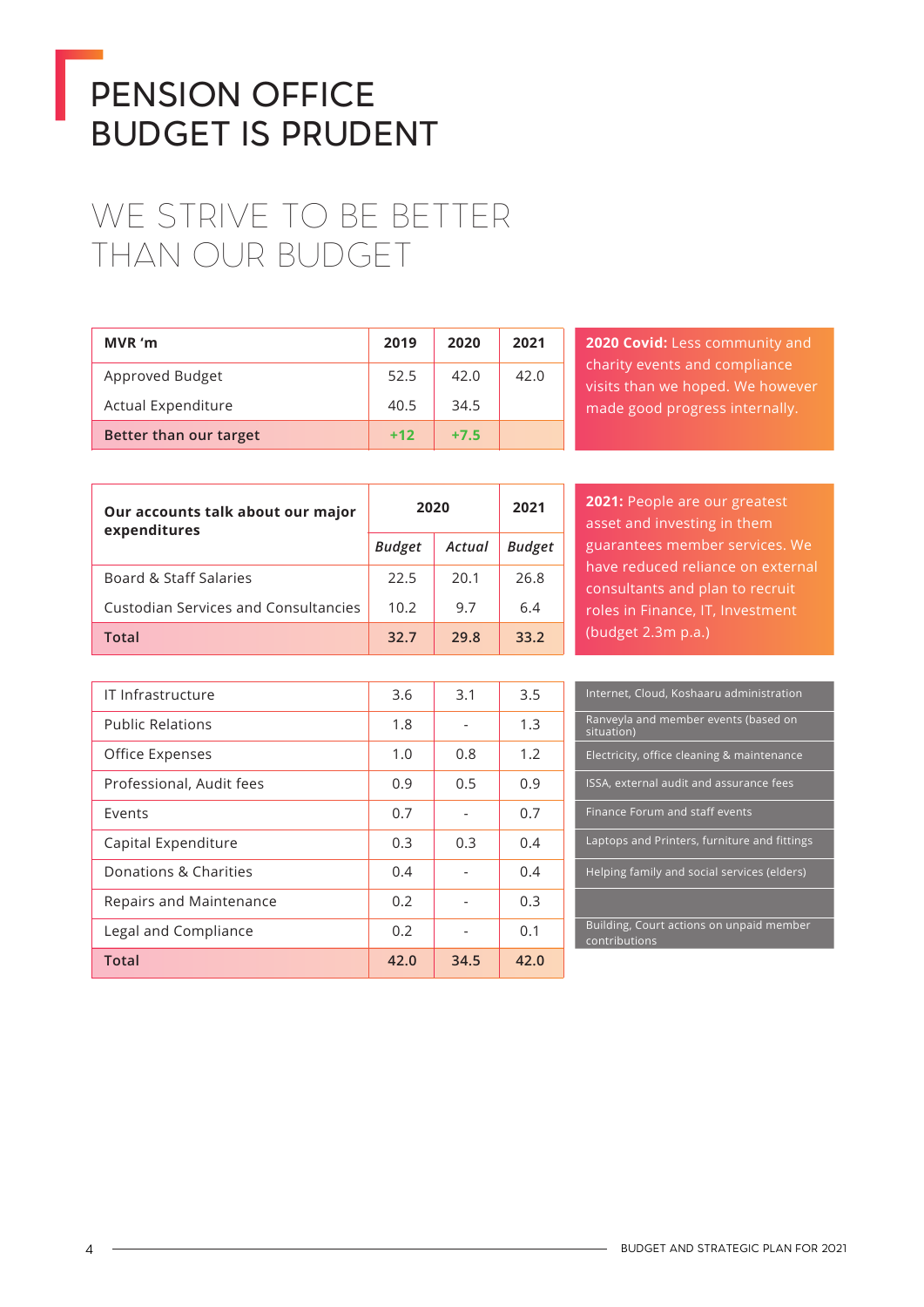# PENSION OFFICE BUDGET IS PRUDENT

## WE STRIVE TO BE BETTER THAN OUR BUDGET

| MVR 'm | 2019 | 2020 | 2021 |
|---|---|---|---|
| Approved Budget | 52.5 | 42.0 | 42.0 |
| Actual Expenditure | 40.5 | 34.5 | |
| **Better than our target** | **+12** | **+7.5** | |

**2020 Covid:** Less community and charity events and compliance visits than we hoped. We however made good progress internally.

| **Our accounts talk about our major expenditures** | 2020 | | 2021 |
|---|---|---|---|
| | *Budget* | *Actual* | *Budget* |
| Board & Staff Salaries | 22.5 | 20.1 | 26.8 |
| Custodian Services and Consultancies | 10.2 | 9.7 | 6.4 |
| **Total** | **32.7** | **29.8** | **33.2** |

**2021:** People are our greatest asset and investing in them guarantees member services. We have reduced reliance on external consultants and plan to recruit roles in Finance, IT, Investment (budget 2.3m p.a.)

| | | | | |
|---|---|---|---|---|
| IT Infrastructure | 3.6 | 3.1 | 3.5 | Internet, Cloud, Koshaaru administration |
| Public Relations | 1.8 | - | 1.3 | Ranveyla and member events (based on situation) |
| Office Expenses | 1.0 | 0.8 | 1.2 | Electricity, office cleaning & maintenance |
| Professional, Audit fees | 0.9 | 0.5 | 0.9 | ISSA, external audit and assurance fees |
| Events | 0.7 | - | 0.7 | Finance Forum and staff events |
| Capital Expenditure | 0.3 | 0.3 | 0.4 | Laptops and Printers, furniture and fittings |
| Donations & Charities | 0.4 | - | 0.4 | Helping family and social services (elders) |
| Repairs and Maintenance | 0.2 | - | 0.3 | |
| Legal and Compliance | 0.2 | - | 0.1 | Building, Court actions on unpaid member contributions |
| **Total** | **42.0** | **34.5** | **42.0** | |